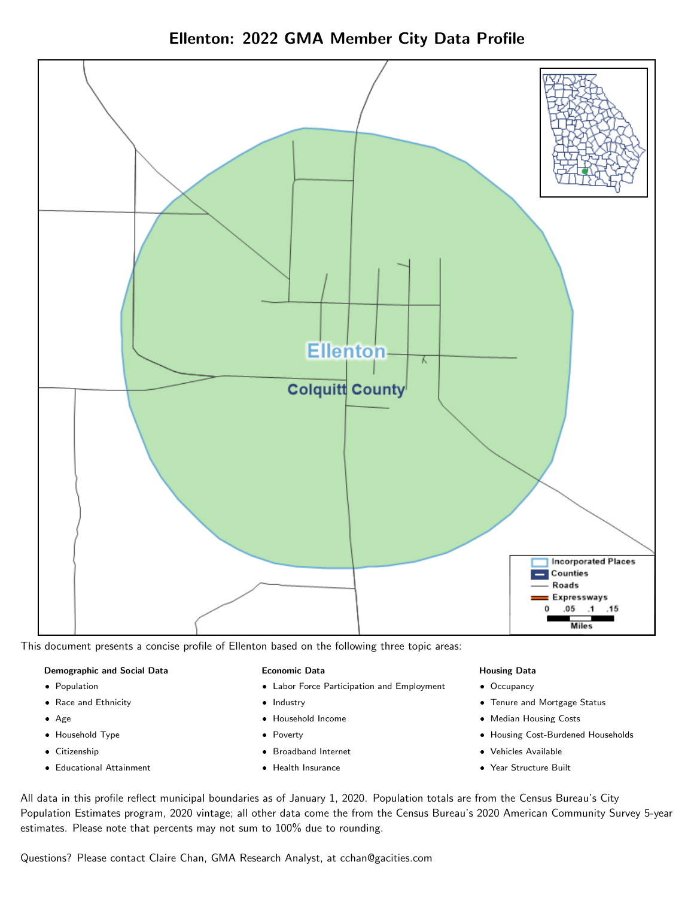# Ellenton: 2022 GMA Member City Data Profile

This document presents a concise profile of Ellenton based on the following three topic areas:

**Demographic and Social Data**

- Population
- Race and Ethnicity
- Age
- Household Type
- Citizenship
- Educational Attainment

**Economic Data**

- Labor Force Participation and Employment
- Industry
- Household Income
- Poverty
- Broadband Internet
- Health Insurance

**Housing Data**

- Occupancy
- Tenure and Mortgage Status
- Median Housing Costs
- Housing Cost-Burdened Households
- Vehicles Available
- Year Structure Built

All data in this profile reflect municipal boundaries as of January 1, 2020. Population totals are from the Census Bureau's City Population Estimates program, 2020 vintage; all other data come the from the Census Bureau's 2020 American Community Survey 5-year estimates. Please note that percents may not sum to 100% due to rounding.

Questions? Please contact Claire Chan, GMA Research Analyst, at cchan@gacities.com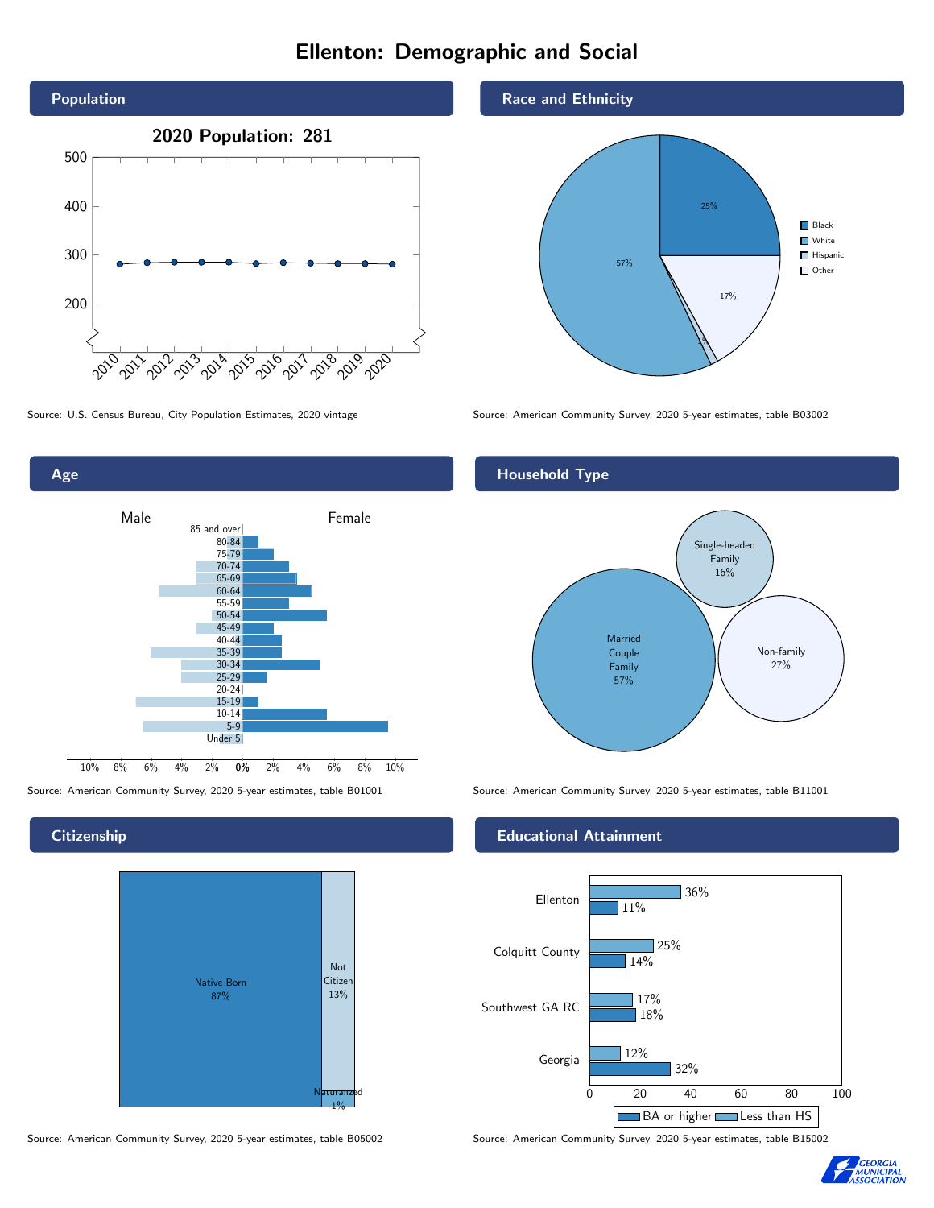# Ellenton: Demographic and Social

## Population

2020 Population: 281

Source: U.S. Census Bureau, City Population Estimates, 2020 vintage

## Race and Ethnicity

| Race/Ethnicity | Percent |
|---|---|
| Black | 25% |
| White | 57% |
| Hispanic | 1% |
| Other | 17% |

Source: American Community Survey, 2020 5-year estimates, table B03002

## Age

Source: American Community Survey, 2020 5-year estimates, table B01001

## Household Type

| Household Type | Percent |
|---|---|
| Married Couple Family | 57% |
| Single-headed Family | 16% |
| Non-family | 27% |

Source: American Community Survey, 2020 5-year estimates, table B11001

## Citizenship

| Citizenship | Percent |
|---|---|
| Native Born | 87% |
| Not Citizen | 13% |
| Naturalized | 1% |

Source: American Community Survey, 2020 5-year estimates, table B05002

## Educational Attainment

| Area | Less than HS | BA or higher |
|---|---|---|
| Ellenton | 36% | 11% |
| Colquitt County | 25% | 14% |
| Southwest GA RC | 17% | 18% |
| Georgia | 12% | 32% |

Source: American Community Survey, 2020 5-year estimates, table B15002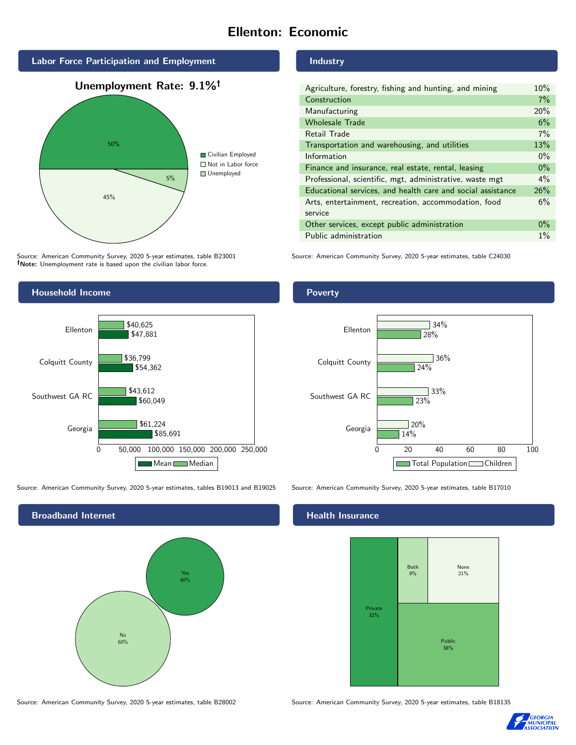# Ellenton: Economic

## Labor Force Participation and Employment

**Unemployment Rate: 9.1%†**

| Category | Percent |
|---|---|
| Civilian Employed | 50% |
| Not in Labor force | 45% |
| Unemployed | 5% |

Source: American Community Survey, 2020 5-year estimates, table B23001
**†Note:** Unemployment rate is based upon the civilian labor force.

## Industry

| Industry | Percent |
|---|---|
| Agriculture, forestry, fishing and hunting, and mining | 10% |
| Construction | 7% |
| Manufacturing | 20% |
| Wholesale Trade | 6% |
| Retail Trade | 7% |
| Transportation and warehousing, and utilities | 13% |
| Information | 0% |
| Finance and insurance, real estate, rental, leasing | 0% |
| Professional, scientific, mgt, administrative, waste mgt | 4% |
| Educational services, and health care and social assistance | 26% |
| Arts, entertainment, recreation, accommodation, food service | 6% |
| Other services, except public administration | 0% |
| Public administration | 1% |

Source: American Community Survey, 2020 5-year estimates, table C24030

## Household Income

| | Median | Mean |
|---|---|---|
| Ellenton | $40,625 | $47,881 |
| Colquitt County | $36,799 | $54,362 |
| Southwest GA RC | $43,612 | $60,049 |
| Georgia | $61,224 | $85,691 |

Source: American Community Survey, 2020 5-year estimates, tables B19013 and B19025

## Poverty

| | Children | Total Population |
|---|---|---|
| Ellenton | 34% | 28% |
| Colquitt County | 36% | 24% |
| Southwest GA RC | 33% | 23% |
| Georgia | 20% | 14% |

Source: American Community Survey, 2020 5-year estimates, table B17010

## Broadband Internet

| | Percent |
|---|---|
| Yes | 40% |
| No | 60% |

Source: American Community Survey, 2020 5-year estimates, table B28002

## Health Insurance

| | Percent |
|---|---|
| Private | 32% |
| Both | 9% |
| None | 21% |
| Public | 38% |

Source: American Community Survey, 2020 5-year estimates, table B18135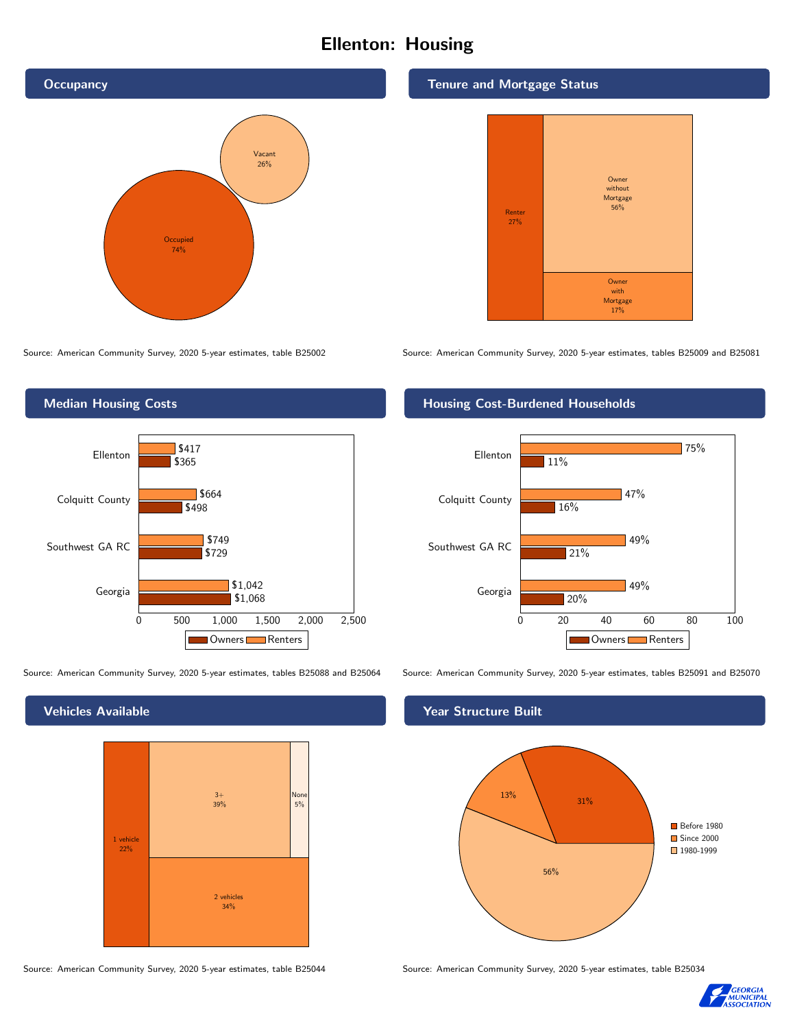# Ellenton: Housing

## Occupancy

Vacant
26%

Occupied
74%

Source: American Community Survey, 2020 5-year estimates, table B25002

## Tenure and Mortgage Status

Renter
27%

Owner
without
Mortgage
56%

Owner
with
Mortgage
17%

Source: American Community Survey, 2020 5-year estimates, tables B25009 and B25081

## Median Housing Costs

Ellenton
$417
$365

Colquitt County
$664
$498

Southwest GA RC
$749
$729

Georgia
$1,042
$1,068

0 500 1,000 1,500 2,000 2,500

Owners Renters

Source: American Community Survey, 2020 5-year estimates, tables B25088 and B25064

## Housing Cost-Burdened Households

Ellenton
75%
11%

Colquitt County
47%
16%

Southwest GA RC
49%
21%

Georgia
49%
20%

0 20 40 60 80 100

Owners Renters

Source: American Community Survey, 2020 5-year estimates, tables B25091 and B25070

## Vehicles Available

1 vehicle
22%

3+
39%

None
5%

2 vehicles
34%

Source: American Community Survey, 2020 5-year estimates, table B25044

## Year Structure Built

31%

13%

56%

Before 1980
Since 2000
1980-1999

Source: American Community Survey, 2020 5-year estimates, table B25034

GEORGIA MUNICIPAL ASSOCIATION